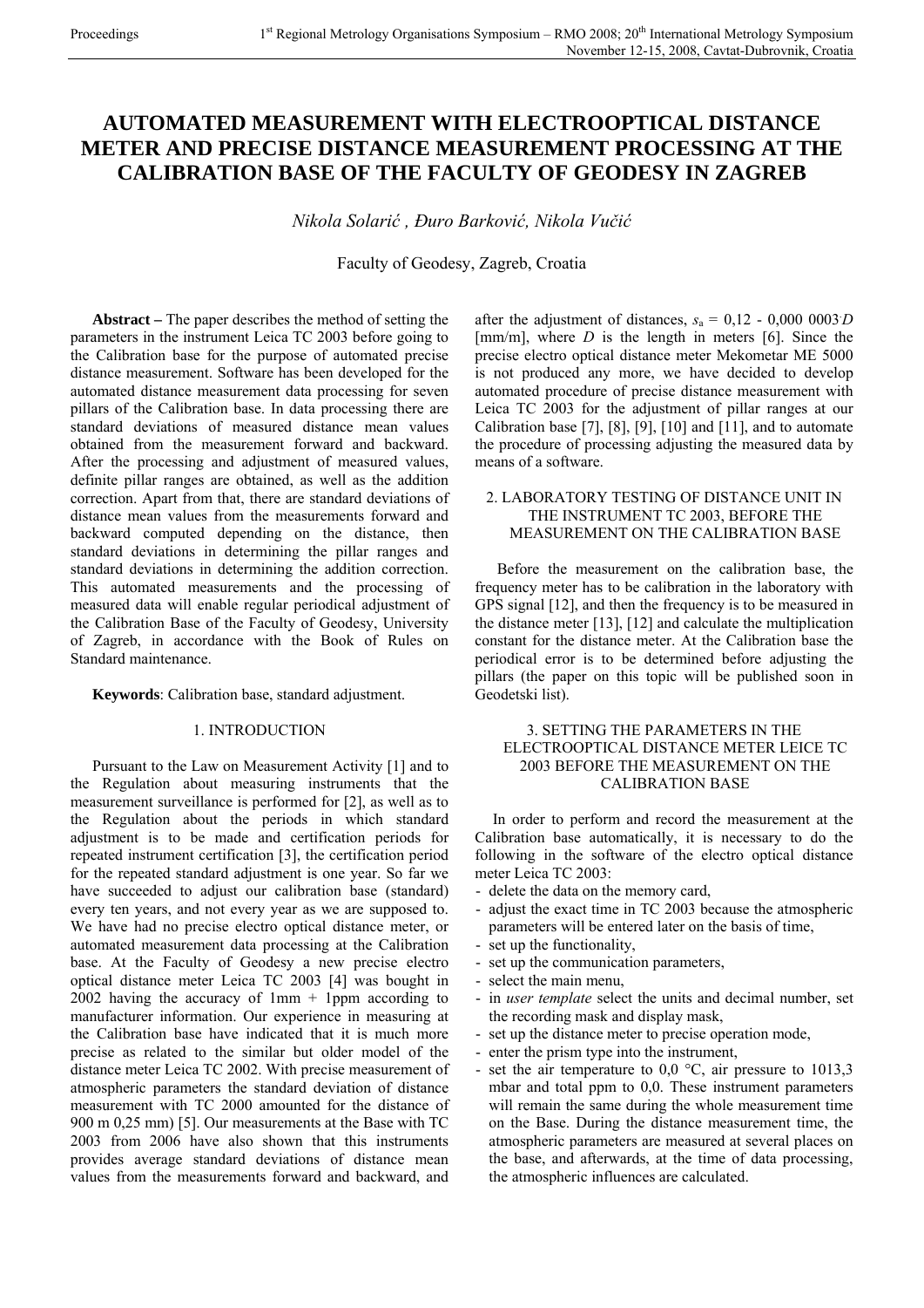# AUTOMATED MEASUREMENT WITH ELECTROOPTICAL DISTANCE METER AND PRECISE DISTANCE MEASUREMENT PROCESSING AT THE CALIBRATION BASE OF THE FACULTY OF GEODESY IN ZAGREB

*Nikola Solarić , Đuro Barković, Nikola Vučić*

Faculty of Geodesy, Zagreb, Croatia

**Abstract –** The paper describes the method of setting the parameters in the instrument Leica TC 2003 before going to the Calibration base for the purpose of automated precise distance measurement. Software has been developed for the automated distance measurement data processing for seven pillars of the Calibration base. In data processing there are standard deviations of measured distance mean values obtained from the measurement forward and backward. After the processing and adjustment of measured values, definite pillar ranges are obtained, as well as the addition correction. Apart from that, there are standard deviations of distance mean values from the measurements forward and backward computed depending on the distance, then standard deviations in determining the pillar ranges and standard deviations in determining the addition correction. This automated measurements and the processing of measured data will enable regular periodical adjustment of the Calibration Base of the Faculty of Geodesy, University of Zagreb, in accordance with the Book of Rules on Standard maintenance.

**Keywords**: Calibration base, standard adjustment.

## 1. INTRODUCTION

Pursuant to the Law on Measurement Activity [1] and to the Regulation about measuring instruments that the measurement surveillance is performed for [2], as well as to the Regulation about the periods in which standard adjustment is to be made and certification periods for repeated instrument certification [3], the certification period for the repeated standard adjustment is one year. So far we have succeeded to adjust our calibration base (standard) every ten years, and not every year as we are supposed to. We have had no precise electro optical distance meter, or automated measurement data processing at the Calibration base. At the Faculty of Geodesy a new precise electro optical distance meter Leica TC 2003 [4] was bought in 2002 having the accuracy of 1mm + 1ppm according to manufacturer information. Our experience in measuring at the Calibration base have indicated that it is much more precise as related to the similar but older model of the distance meter Leica TC 2002. With precise measurement of atmospheric parameters the standard deviation of distance measurement with TC 2000 amounted for the distance of 900 m 0,25 mm) [5]. Our measurements at the Base with TC 2003 from 2006 have also shown that this instruments provides average standard deviations of distance mean values from the measurements forward and backward, and after the adjustment of distances, $s_a$ = 0,12 - 0,000 0003$\cdot D$ [mm/m], where $D$ is the length in meters [6]. Since the precise electro optical distance meter Mekometar ME 5000 is not produced any more, we have decided to develop automated procedure of precise distance measurement with Leica TC 2003 for the adjustment of pillar ranges at our Calibration base [7], [8], [9], [10] and [11], and to automate the procedure of processing adjusting the measured data by means of a software.

## 2. LABORATORY TESTING OF DISTANCE UNIT IN THE INSTRUMENT TC 2003, BEFORE THE MEASUREMENT ON THE CALIBRATION BASE

Before the measurement on the calibration base, the frequency meter has to be calibration in the laboratory with GPS signal [12], and then the frequency is to be measured in the distance meter [13], [12] and calculate the multiplication constant for the distance meter. At the Calibration base the periodical error is to be determined before adjusting the pillars (the paper on this topic will be published soon in Geodetski list).

## 3. SETTING THE PARAMETERS IN THE ELECTROOPTICAL DISTANCE METER LEICE TC 2003 BEFORE THE MEASUREMENT ON THE CALIBRATION BASE

In order to perform and record the measurement at the Calibration base automatically, it is necessary to do the following in the software of the electro optical distance meter Leica TC 2003:

- delete the data on the memory card,
- adjust the exact time in TC 2003 because the atmospheric parameters will be entered later on the basis of time,
- set up the functionality,
- set up the communication parameters,
- select the main menu,
- in *user template* select the units and decimal number, set the recording mask and display mask,
- set up the distance meter to precise operation mode,
- enter the prism type into the instrument,
- set the air temperature to 0,0 °C, air pressure to 1013,3 mbar and total ppm to 0,0. These instrument parameters will remain the same during the whole measurement time on the Base. During the distance measurement time, the atmospheric parameters are measured at several places on the base, and afterwards, at the time of data processing, the atmospheric influences are calculated.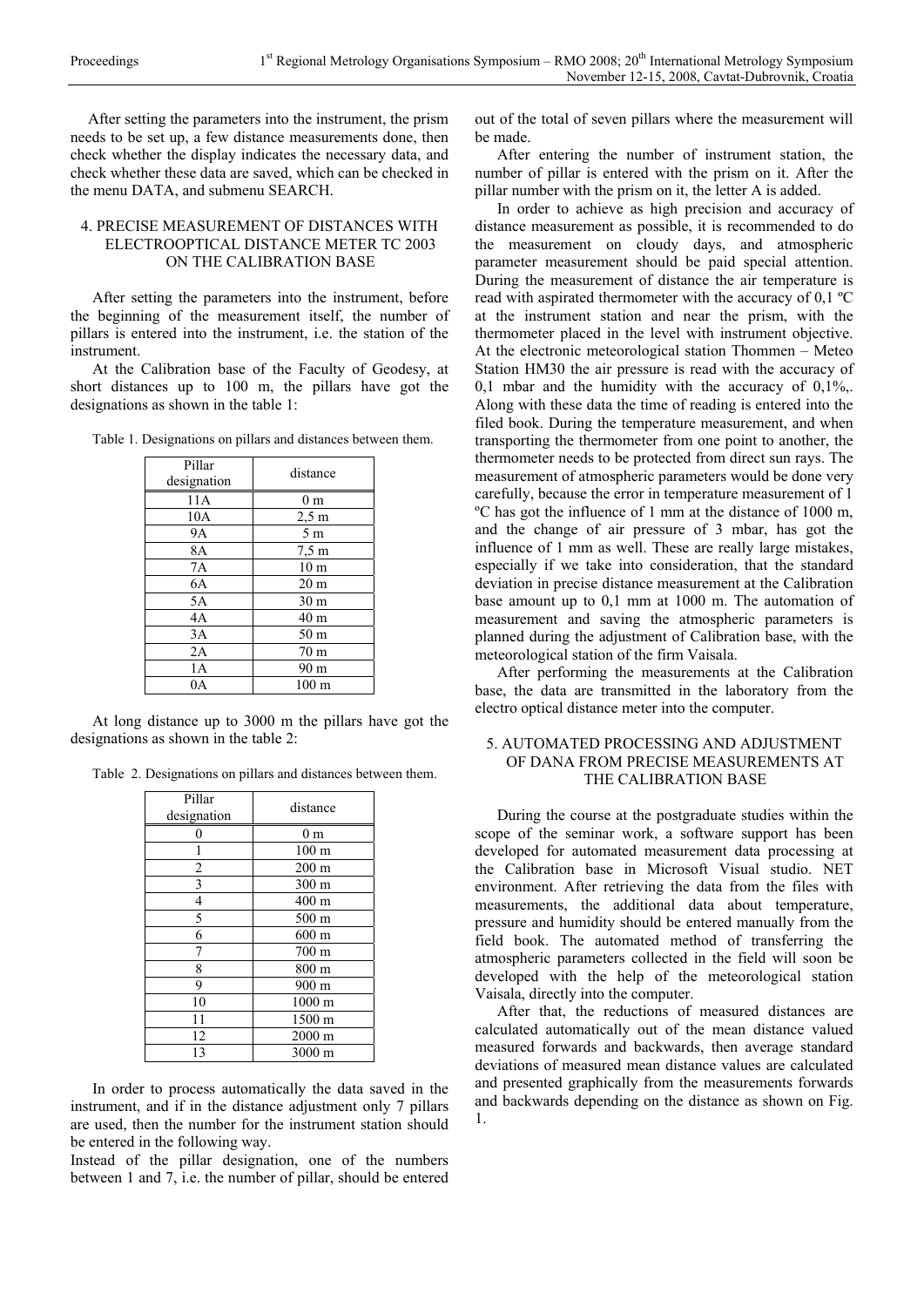After setting the parameters into the instrument, the prism needs to be set up, a few distance measurements done, then check whether the display indicates the necessary data, and check whether these data are saved, which can be checked in the menu DATA, and submenu SEARCH.

## 4. PRECISE MEASUREMENT OF DISTANCES WITH ELECTROOPTICAL DISTANCE METER TC 2003 ON THE CALIBRATION BASE

After setting the parameters into the instrument, before the beginning of the measurement itself, the number of pillars is entered into the instrument, i.e. the station of the instrument.

At the Calibration base of the Faculty of Geodesy, at short distances up to 100 m, the pillars have got the designations as shown in the table 1:

Table 1. Designations on pillars and distances between them.

| Pillar designation | distance |
|---|---|
| 11A | 0 m |
| 10A | 2,5 m |
| 9A | 5 m |
| 8A | 7,5 m |
| 7A | 10 m |
| 6A | 20 m |
| 5A | 30 m |
| 4A | 40 m |
| 3A | 50 m |
| 2A | 70 m |
| 1A | 90 m |
| 0A | 100 m |

At long distance up to 3000 m the pillars have got the designations as shown in the table 2:

Table 2. Designations on pillars and distances between them.

| Pillar designation | distance |
|---|---|
| 0 | 0 m |
| 1 | 100 m |
| 2 | 200 m |
| 3 | 300 m |
| 4 | 400 m |
| 5 | 500 m |
| 6 | 600 m |
| 7 | 700 m |
| 8 | 800 m |
| 9 | 900 m |
| 10 | 1000 m |
| 11 | 1500 m |
| 12 | 2000 m |
| 13 | 3000 m |

In order to process automatically the data saved in the instrument, and if in the distance adjustment only 7 pillars are used, then the number for the instrument station should be entered in the following way.

Instead of the pillar designation, one of the numbers between 1 and 7, i.e. the number of pillar, should be entered out of the total of seven pillars where the measurement will be made.

After entering the number of instrument station, the number of pillar is entered with the prism on it. After the pillar number with the prism on it, the letter A is added.

In order to achieve as high precision and accuracy of distance measurement as possible, it is recommended to do the measurement on cloudy days, and atmospheric parameter measurement should be paid special attention. During the measurement of distance the air temperature is read with aspirated thermometer with the accuracy of 0,1 ºC at the instrument station and near the prism, with the thermometer placed in the level with instrument objective. At the electronic meteorological station Thommen – Meteo Station HM30 the air pressure is read with the accuracy of 0,1 mbar and the humidity with the accuracy of 0,1%,. Along with these data the time of reading is entered into the filed book. During the temperature measurement, and when transporting the thermometer from one point to another, the thermometer needs to be protected from direct sun rays. The measurement of atmospheric parameters would be done very carefully, because the error in temperature measurement of 1 ºC has got the influence of 1 mm at the distance of 1000 m, and the change of air pressure of 3 mbar, has got the influence of 1 mm as well. These are really large mistakes, especially if we take into consideration, that the standard deviation in precise distance measurement at the Calibration base amount up to 0,1 mm at 1000 m. The automation of measurement and saving the atmospheric parameters is planned during the adjustment of Calibration base, with the meteorological station of the firm Vaisala.

After performing the measurements at the Calibration base, the data are transmitted in the laboratory from the electro optical distance meter into the computer.

## 5. AUTOMATED PROCESSING AND ADJUSTMENT OF DANA FROM PRECISE MEASUREMENTS AT THE CALIBRATION BASE

During the course at the postgraduate studies within the scope of the seminar work, a software support has been developed for automated measurement data processing at the Calibration base in Microsoft Visual studio. NET environment. After retrieving the data from the files with measurements, the additional data about temperature, pressure and humidity should be entered manually from the field book. The automated method of transferring the atmospheric parameters collected in the field will soon be developed with the help of the meteorological station Vaisala, directly into the computer.

After that, the reductions of measured distances are calculated automatically out of the mean distance valued measured forwards and backwards, then average standard deviations of measured mean distance values are calculated and presented graphically from the measurements forwards and backwards depending on the distance as shown on Fig. 1.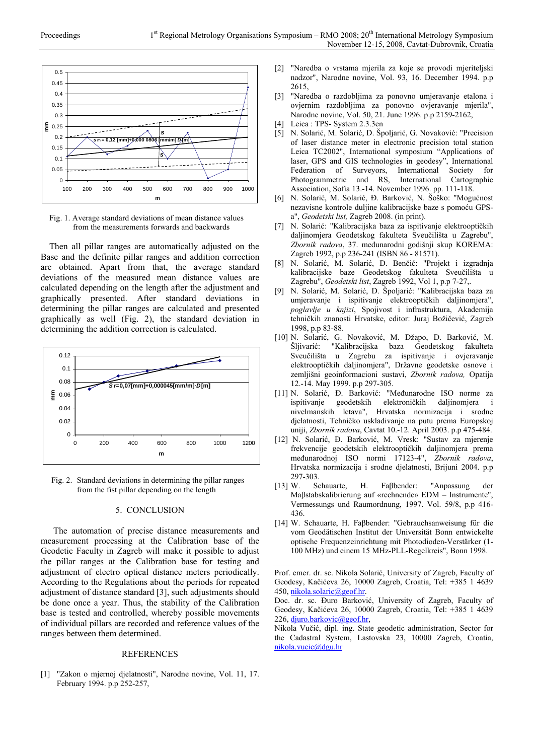0.5
0.45
0.4
0.35
0.3
0.25
0.2
0.15
0.1
0.05
0

mm

$s_m$ = 0,12 [mm]+0,000 0806 [mm/m]·$D$[m]

s

s

100 200 300 400 500 600 700 800 900 1000

m

Fig. 1. Average standard deviations of mean distance values from the measurements forwards and backwards

Then all pillar ranges are automatically adjusted on the Base and the definite pillar ranges and addition correction are obtained. Apart from that, the average standard deviations of the measured mean distance values are calculated depending on the length after the adjustment and graphically presented. After standard deviations in determining the pillar ranges are calculated and presented graphically as well (Fig. 2), the standard deviation in determining the addition correction is calculated.

0.12
0.1
0.08
0.06
0.04
0.02
0

mm

$S_r$=0,07[mm]+0,000045[mm/m]·$D$[m]

0 200 400 600 800 1000 1200

m

Fig. 2. Standard deviations in determining the pillar ranges from the fist pillar depending on the length

## 5. CONCLUSION

The automation of precise distance measurements and measurement processing at the Calibration base of the Geodetic Faculty in Zagreb will make it possible to adjust the pillar ranges at the Calibration base for testing and adjustment of electro optical distance meters periodically. According to the Regulations about the periods for repeated adjustment of distance standard [3], such adjustments should be done once a year. Thus, the stability of the Calibration base is tested and controlled, whereby possible movements of individual pillars are recorded and reference values of the ranges between them determined.

## REFERENCES

[1] "Zakon o mjernoj djelatnosti", Narodne novine, Vol. 11, 17. February 1994. p.p 252-257,

[2] "Naredba o vrstama mjerila za koje se provodi mjeriteljski nadzor", Narodne novine, Vol. 93, 16. December 1994. p.p 2615,

[3] "Naredba o razdobljima za ponovno umjeravanje etalona i ovjernim razdobljima za ponovno ovjeravanje mjerila", Narodne novine, Vol. 50, 21. June 1996. p.p 2159-2162,

[4] Leica : TPS- System 2.3.3en

[5] N. Solarić, M. Solarić, D. Špoljarić, G. Novaković: "Precision of laser distance meter in electronic precision total station Leica TC2002", International symposium "Applications of laser, GPS and GIS technologies in geodesy", International Federation of Surveyors, International Society for Photogrammetrie and RS, International Cartographic Association, Sofia 13.-14. November 1996. pp. 111-118.

[6] N. Solarić, M. Solarić, Đ. Barković, N. Šoško: "Mogućnost nezavisne kontrole duljine kalibracijske baze s pomoću GPS-a", *Geodetski list,* Zagreb 2008. (in print).

[7] N. Solarić: "Kalibracijska baza za ispitivanje elektrooptičkih daljinomjera Geodetskog fakulteta Sveučilišta u Zagrebu", *Zbornik radova*, 37. međunarodni godišnji skup KOREMA: Zagreb 1992, p.p 236-241 (ISBN 86 - 81571).

[8] N. Solarić, M. Solarić, D. Benčić: "Projekt i izgradnja kalibracijske baze Geodetskog fakulteta Sveučilišta u Zagrebu", *Geodetski list*, Zagreb 1992, Vol 1, p.p 7-27,.

[9] N. Solarić, M. Solarić, D. Špoljarić: "Kalibracijska baza za umjeravanje i ispitivanje elektrooptičkih daljinomjera", *poglavlje u knjizi*, Spojivost i infrastruktura, Akademija tehničkih znanosti Hrvatske, editor: Juraj Božičević, Zagreb 1998, p.p 83-88.

[10] N. Solarić, G. Novaković, M. Džapo, Đ. Barković, M. Šljivarić: "Kalibracijska baza Geodetskog fakulteta Sveučilišta u Zagrebu za ispitivanje i ovjeravanje elektrooptičkih daljinomjera", Državne geodetske osnove i zemljišni geoinformacioni sustavi, *Zbornik radova,* Opatija 12.-14. May 1999. p.p 297-305.

[11] N. Solarić, Đ. Barković: "Međunarodne ISO norme za ispitivanje geodetskih elektroničkih daljinomjera i nivelmanskih letava", Hrvatska normizacija i srodne djelatnosti, Tehničko usklađivanje na putu prema Europskoj uniji, *Zbornik radova*, Cavtat 10.-12. April 2003. p.p 475-484.

[12] N. Solarić, Đ. Barković, M. Vresk: "Sustav za mjerenje frekvencije geodetskih elektrooptičkih daljinomjera prema međunarodnoj ISO normi 17123-4", *Zbornik radova*, Hrvatska normizacija i srodne djelatnosti, Brijuni 2004. p.p 297-303.

[13] W. Schauarte, H. Faβbender: "Anpassung der Maβstabskalibrierung auf «rechnende» EDM – Instrumente", Vermessungs und Raumordnung, 1997. Vol. 59/8, p.p 416-436.

[14] W. Schauarte, H. Faβbender: "Gebrauchsanweisung für die vom Geodätischen Institut der Universität Bonn entwickelte optische Frequenzeinrichtung mit Photodioden-Verstärker (1-100 MHz) und einem 15 MHz-PLL-Regelkreis", Bonn 1998.

---

Prof. emer. dr. sc. Nikola Solarić, University of Zagreb, Faculty of Geodesy, Kačićeva 26, 10000 Zagreb, Croatia, Tel: +385 1 4639 450, nikola.solaric@geof.hr.

Doc. dr. sc. Đuro Barković, University of Zagreb, Faculty of Geodesy, Kačićeva 26, 10000 Zagreb, Croatia, Tel: +385 1 4639 226, djuro.barkovic@geof.hr,

Nikola Vučić, dipl. ing. State geodetic administration, Sector for the Cadastral System, Lastovska 23, 10000 Zagreb, Croatia, nikola.vucic@dgu.hr